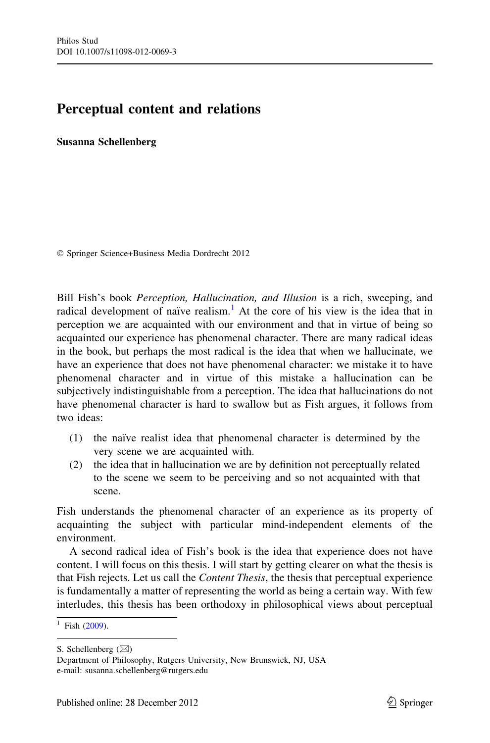# Perceptual content and relations

**Susanna Schellenberg**

© Springer Science+Business Media Dordrecht 2012

Bill Fish's book *Perception, Hallucination, and Illusion* is a rich, sweeping, and radical development of naïve realism.[1] At the core of his view is the idea that in perception we are acquainted with our environment and that in virtue of being so acquainted our experience has phenomenal character. There are many radical ideas in the book, but perhaps the most radical is the idea that when we hallucinate, we have an experience that does not have phenomenal character: we mistake it to have phenomenal character and in virtue of this mistake a hallucination can be subjectively indistinguishable from a perception. The idea that hallucinations do not have phenomenal character is hard to swallow but as Fish argues, it follows from two ideas:

(1) the naïve realist idea that phenomenal character is determined by the very scene we are acquainted with.

(2) the idea that in hallucination we are by definition not perceptually related to the scene we seem to be perceiving and so not acquainted with that scene.

Fish understands the phenomenal character of an experience as its property of acquainting the subject with particular mind-independent elements of the environment.

A second radical idea of Fish's book is the idea that experience does not have content. I will focus on this thesis. I will start by getting clearer on what the thesis is that Fish rejects. Let us call the *Content Thesis*, the thesis that perceptual experience is fundamentally a matter of representing the world as being a certain way. With few interludes, this thesis has been orthodoxy in philosophical views about perceptual

[1] Fish (2009).

S. Schellenberg (✉)
Department of Philosophy, Rutgers University, New Brunswick, NJ, USA
e-mail: susanna.schellenberg@rutgers.edu

Published online: 28 December 2012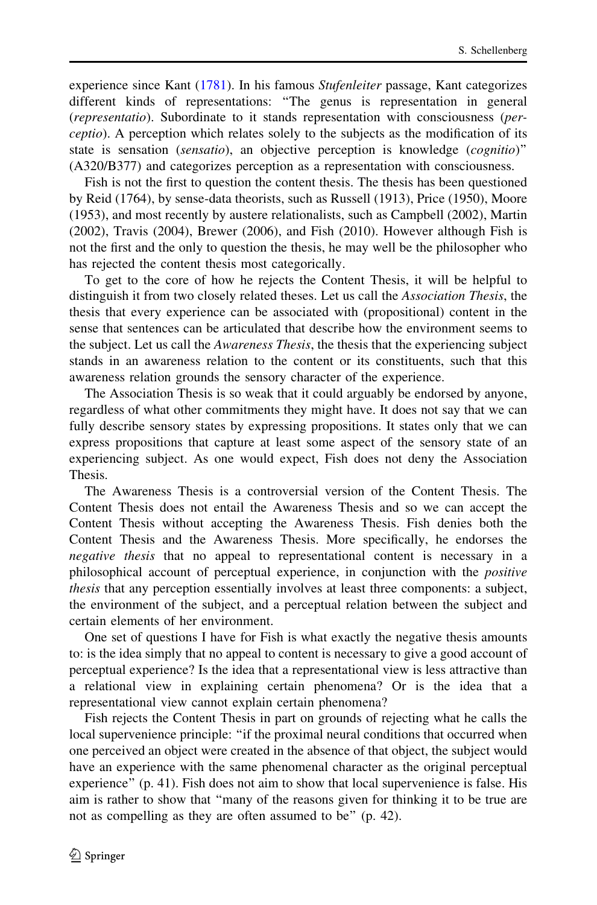experience since Kant (1781). In his famous *Stufenleiter* passage, Kant categorizes different kinds of representations: "The genus is representation in general (*representatio*). Subordinate to it stands representation with consciousness (*perceptio*). A perception which relates solely to the subjects as the modification of its state is sensation (*sensatio*), an objective perception is knowledge (*cognitio*)" (A320/B377) and categorizes perception as a representation with consciousness.

Fish is not the first to question the content thesis. The thesis has been questioned by Reid (1764), by sense-data theorists, such as Russell (1913), Price (1950), Moore (1953), and most recently by austere relationalists, such as Campbell (2002), Martin (2002), Travis (2004), Brewer (2006), and Fish (2010). However although Fish is not the first and the only to question the thesis, he may well be the philosopher who has rejected the content thesis most categorically.

To get to the core of how he rejects the Content Thesis, it will be helpful to distinguish it from two closely related theses. Let us call the *Association Thesis*, the thesis that every experience can be associated with (propositional) content in the sense that sentences can be articulated that describe how the environment seems to the subject. Let us call the *Awareness Thesis*, the thesis that the experiencing subject stands in an awareness relation to the content or its constituents, such that this awareness relation grounds the sensory character of the experience.

The Association Thesis is so weak that it could arguably be endorsed by anyone, regardless of what other commitments they might have. It does not say that we can fully describe sensory states by expressing propositions. It states only that we can express propositions that capture at least some aspect of the sensory state of an experiencing subject. As one would expect, Fish does not deny the Association Thesis.

The Awareness Thesis is a controversial version of the Content Thesis. The Content Thesis does not entail the Awareness Thesis and so we can accept the Content Thesis without accepting the Awareness Thesis. Fish denies both the Content Thesis and the Awareness Thesis. More specifically, he endorses the *negative thesis* that no appeal to representational content is necessary in a philosophical account of perceptual experience, in conjunction with the *positive thesis* that any perception essentially involves at least three components: a subject, the environment of the subject, and a perceptual relation between the subject and certain elements of her environment.

One set of questions I have for Fish is what exactly the negative thesis amounts to: is the idea simply that no appeal to content is necessary to give a good account of perceptual experience? Is the idea that a representational view is less attractive than a relational view in explaining certain phenomena? Or is the idea that a representational view cannot explain certain phenomena?

Fish rejects the Content Thesis in part on grounds of rejecting what he calls the local supervenience principle: "if the proximal neural conditions that occurred when one perceived an object were created in the absence of that object, the subject would have an experience with the same phenomenal character as the original perceptual experience" (p. 41). Fish does not aim to show that local supervenience is false. His aim is rather to show that "many of the reasons given for thinking it to be true are not as compelling as they are often assumed to be" (p. 42).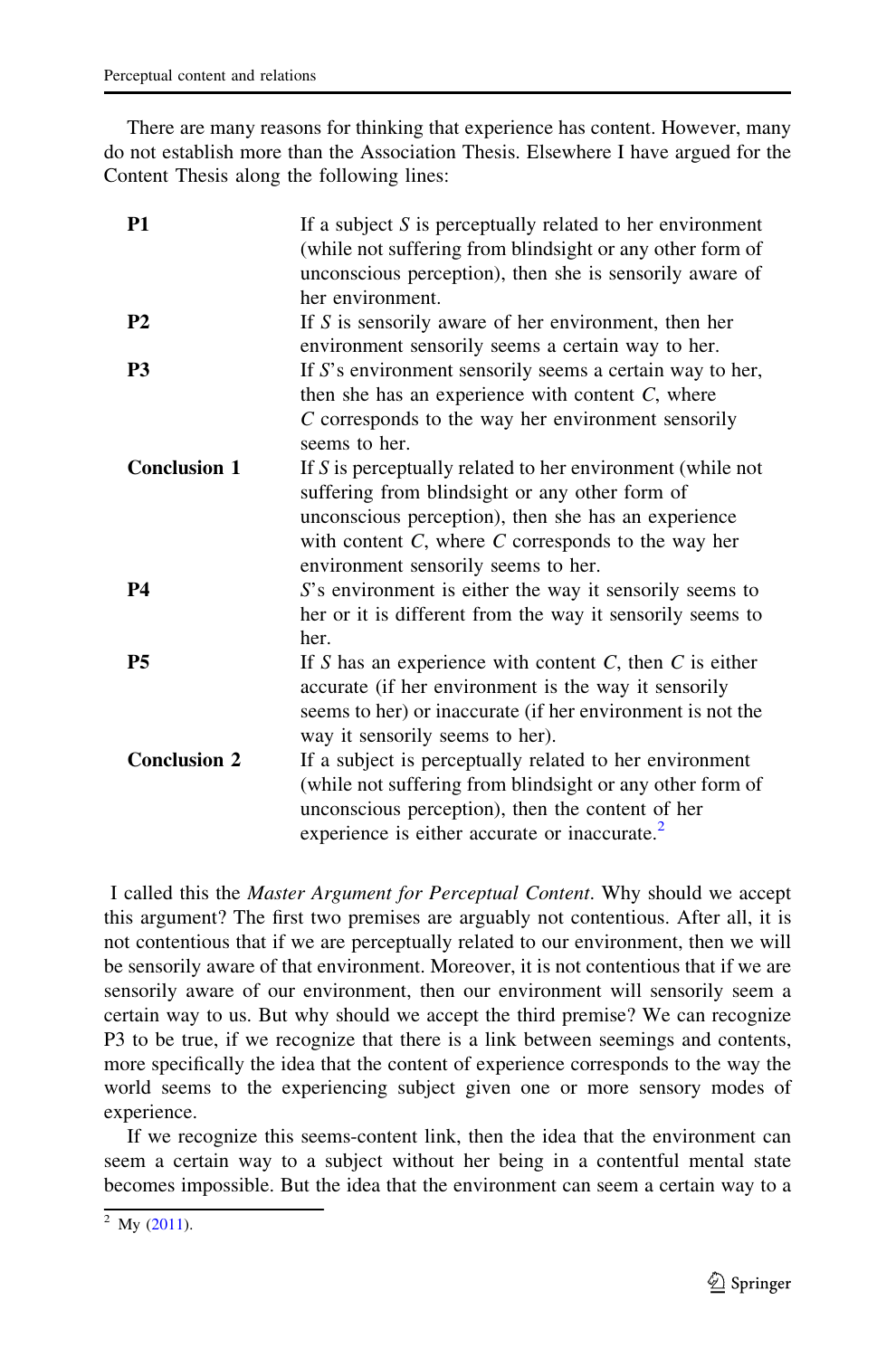There are many reasons for thinking that experience has content. However, many do not establish more than the Association Thesis. Elsewhere I have argued for the Content Thesis along the following lines:

| | |
|---|---|
| **P1** | If a subject *S* is perceptually related to her environment (while not suffering from blindsight or any other form of unconscious perception), then she is sensorily aware of her environment. |
| **P2** | If *S* is sensorily aware of her environment, then her environment sensorily seems a certain way to her. |
| **P3** | If *S*'s environment sensorily seems a certain way to her, then she has an experience with content *C*, where *C* corresponds to the way her environment sensorily seems to her. |
| **Conclusion 1** | If *S* is perceptually related to her environment (while not suffering from blindsight or any other form of unconscious perception), then she has an experience with content *C*, where *C* corresponds to the way her environment sensorily seems to her. |
| **P4** | *S*'s environment is either the way it sensorily seems to her or it is different from the way it sensorily seems to her. |
| **P5** | If *S* has an experience with content *C*, then *C* is either accurate (if her environment is the way it sensorily seems to her) or inaccurate (if her environment is not the way it sensorily seems to her). |
| **Conclusion 2** | If a subject is perceptually related to her environment (while not suffering from blindsight or any other form of unconscious perception), then the content of her experience is either accurate or inaccurate.[2] |

I called this the *Master Argument for Perceptual Content*. Why should we accept this argument? The first two premises are arguably not contentious. After all, it is not contentious that if we are perceptually related to our environment, then we will be sensorily aware of that environment. Moreover, it is not contentious that if we are sensorily aware of our environment, then our environment will sensorily seem a certain way to us. But why should we accept the third premise? We can recognize P3 to be true, if we recognize that there is a link between seemings and contents, more specifically the idea that the content of experience corresponds to the way the world seems to the experiencing subject given one or more sensory modes of experience.

If we recognize this seems-content link, then the idea that the environment can seem a certain way to a subject without her being in a contentful mental state becomes impossible. But the idea that the environment can seem a certain way to a

[2] My (2011).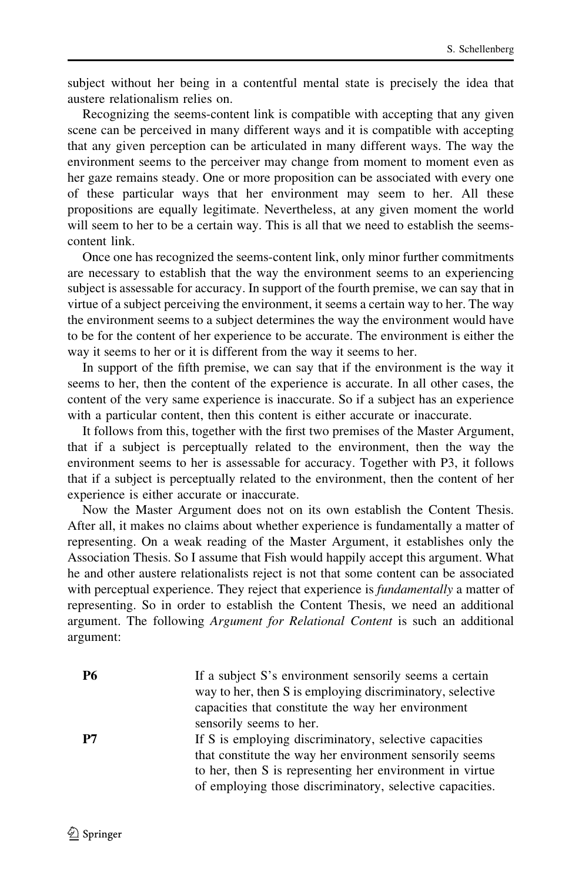subject without her being in a contentful mental state is precisely the idea that austere relationalism relies on.

Recognizing the seems-content link is compatible with accepting that any given scene can be perceived in many different ways and it is compatible with accepting that any given perception can be articulated in many different ways. The way the environment seems to the perceiver may change from moment to moment even as her gaze remains steady. One or more proposition can be associated with every one of these particular ways that her environment may seem to her. All these propositions are equally legitimate. Nevertheless, at any given moment the world will seem to her to be a certain way. This is all that we need to establish the seems-content link.

Once one has recognized the seems-content link, only minor further commitments are necessary to establish that the way the environment seems to an experiencing subject is assessable for accuracy. In support of the fourth premise, we can say that in virtue of a subject perceiving the environment, it seems a certain way to her. The way the environment seems to a subject determines the way the environment would have to be for the content of her experience to be accurate. The environment is either the way it seems to her or it is different from the way it seems to her.

In support of the fifth premise, we can say that if the environment is the way it seems to her, then the content of the experience is accurate. In all other cases, the content of the very same experience is inaccurate. So if a subject has an experience with a particular content, then this content is either accurate or inaccurate.

It follows from this, together with the first two premises of the Master Argument, that if a subject is perceptually related to the environment, then the way the environment seems to her is assessable for accuracy. Together with P3, it follows that if a subject is perceptually related to the environment, then the content of her experience is either accurate or inaccurate.

Now the Master Argument does not on its own establish the Content Thesis. After all, it makes no claims about whether experience is fundamentally a matter of representing. On a weak reading of the Master Argument, it establishes only the Association Thesis. So I assume that Fish would happily accept this argument. What he and other austere relationalists reject is not that some content can be associated with perceptual experience. They reject that experience is *fundamentally* a matter of representing. So in order to establish the Content Thesis, we need an additional argument. The following *Argument for Relational Content* is such an additional argument:

**P6** If a subject S's environment sensorily seems a certain way to her, then S is employing discriminatory, selective capacities that constitute the way her environment sensorily seems to her.

**P7** If S is employing discriminatory, selective capacities that constitute the way her environment sensorily seems to her, then S is representing her environment in virtue of employing those discriminatory, selective capacities.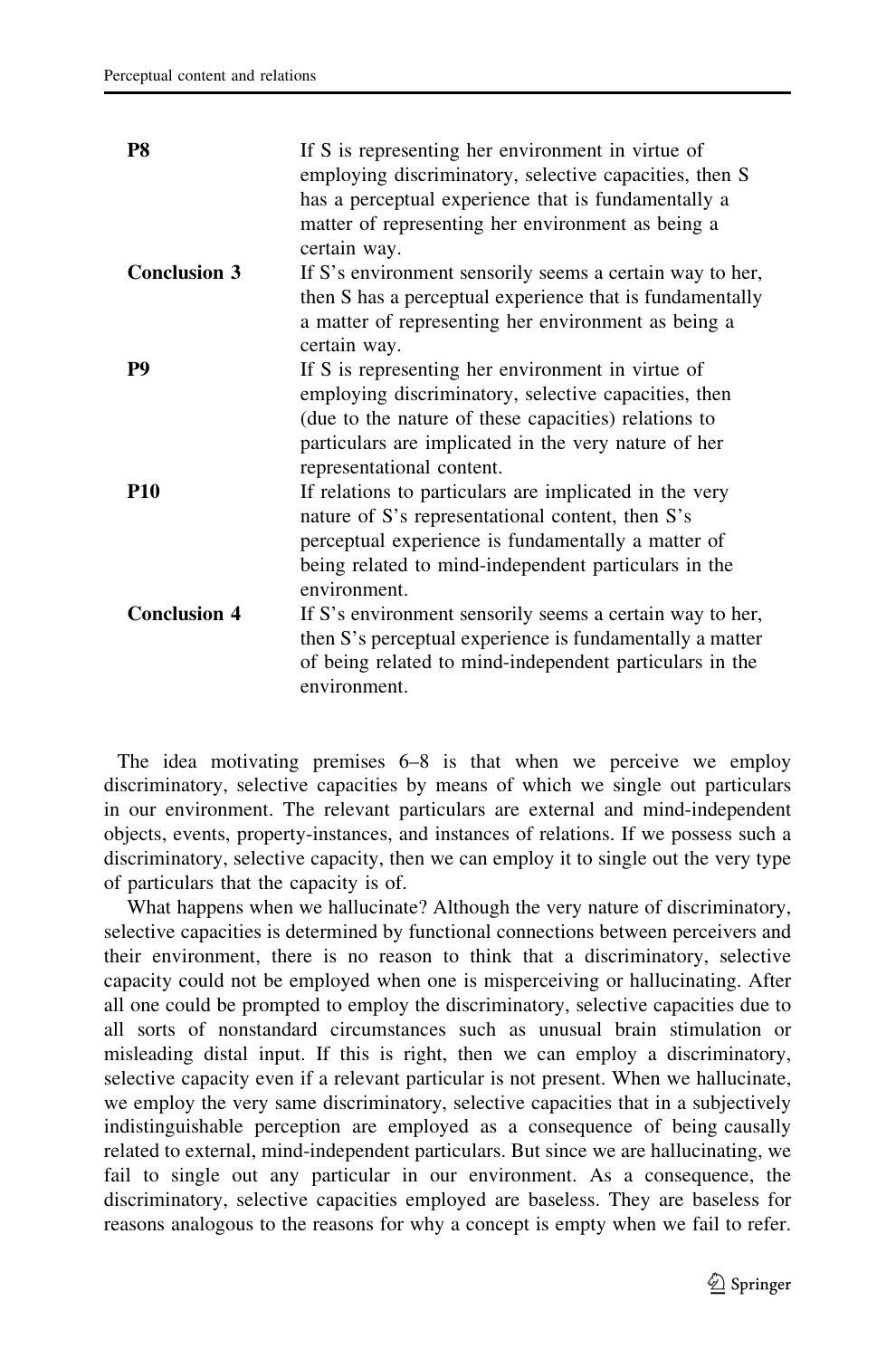| | |
|---|---|
| **P8** | If S is representing her environment in virtue of employing discriminatory, selective capacities, then S has a perceptual experience that is fundamentally a matter of representing her environment as being a certain way. |
| **Conclusion 3** | If S's environment sensorily seems a certain way to her, then S has a perceptual experience that is fundamentally a matter of representing her environment as being a certain way. |
| **P9** | If S is representing her environment in virtue of employing discriminatory, selective capacities, then (due to the nature of these capacities) relations to particulars are implicated in the very nature of her representational content. |
| **P10** | If relations to particulars are implicated in the very nature of S's representational content, then S's perceptual experience is fundamentally a matter of being related to mind-independent particulars in the environment. |
| **Conclusion 4** | If S's environment sensorily seems a certain way to her, then S's perceptual experience is fundamentally a matter of being related to mind-independent particulars in the environment. |

The idea motivating premises 6–8 is that when we perceive we employ discriminatory, selective capacities by means of which we single out particulars in our environment. The relevant particulars are external and mind-independent objects, events, property-instances, and instances of relations. If we possess such a discriminatory, selective capacity, then we can employ it to single out the very type of particulars that the capacity is of.

What happens when we hallucinate? Although the very nature of discriminatory, selective capacities is determined by functional connections between perceivers and their environment, there is no reason to think that a discriminatory, selective capacity could not be employed when one is misperceiving or hallucinating. After all one could be prompted to employ the discriminatory, selective capacities due to all sorts of nonstandard circumstances such as unusual brain stimulation or misleading distal input. If this is right, then we can employ a discriminatory, selective capacity even if a relevant particular is not present. When we hallucinate, we employ the very same discriminatory, selective capacities that in a subjectively indistinguishable perception are employed as a consequence of being causally related to external, mind-independent particulars. But since we are hallucinating, we fail to single out any particular in our environment. As a consequence, the discriminatory, selective capacities employed are baseless. They are baseless for reasons analogous to the reasons for why a concept is empty when we fail to refer.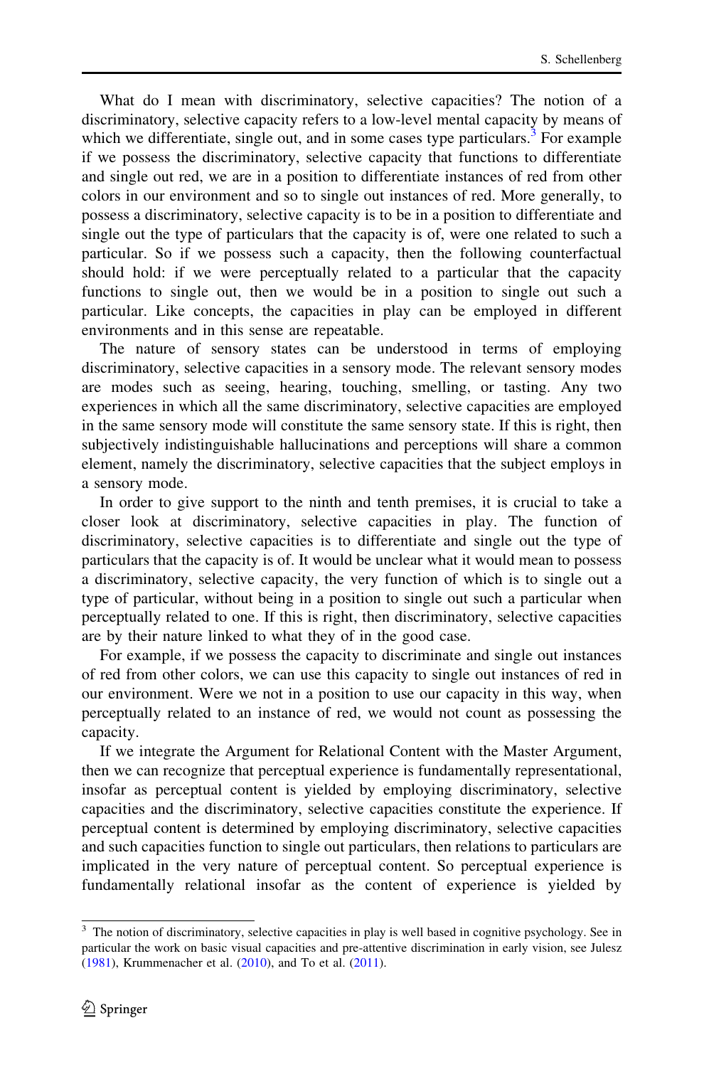What do I mean with discriminatory, selective capacities? The notion of a discriminatory, selective capacity refers to a low-level mental capacity by means of which we differentiate, single out, and in some cases type particulars.[3] For example if we possess the discriminatory, selective capacity that functions to differentiate and single out red, we are in a position to differentiate instances of red from other colors in our environment and so to single out instances of red. More generally, to possess a discriminatory, selective capacity is to be in a position to differentiate and single out the type of particulars that the capacity is of, were one related to such a particular. So if we possess such a capacity, then the following counterfactual should hold: if we were perceptually related to a particular that the capacity functions to single out, then we would be in a position to single out such a particular. Like concepts, the capacities in play can be employed in different environments and in this sense are repeatable.

The nature of sensory states can be understood in terms of employing discriminatory, selective capacities in a sensory mode. The relevant sensory modes are modes such as seeing, hearing, touching, smelling, or tasting. Any two experiences in which all the same discriminatory, selective capacities are employed in the same sensory mode will constitute the same sensory state. If this is right, then subjectively indistinguishable hallucinations and perceptions will share a common element, namely the discriminatory, selective capacities that the subject employs in a sensory mode.

In order to give support to the ninth and tenth premises, it is crucial to take a closer look at discriminatory, selective capacities in play. The function of discriminatory, selective capacities is to differentiate and single out the type of particulars that the capacity is of. It would be unclear what it would mean to possess a discriminatory, selective capacity, the very function of which is to single out a type of particular, without being in a position to single out such a particular when perceptually related to one. If this is right, then discriminatory, selective capacities are by their nature linked to what they of in the good case.

For example, if we possess the capacity to discriminate and single out instances of red from other colors, we can use this capacity to single out instances of red in our environment. Were we not in a position to use our capacity in this way, when perceptually related to an instance of red, we would not count as possessing the capacity.

If we integrate the Argument for Relational Content with the Master Argument, then we can recognize that perceptual experience is fundamentally representational, insofar as perceptual content is yielded by employing discriminatory, selective capacities and the discriminatory, selective capacities constitute the experience. If perceptual content is determined by employing discriminatory, selective capacities and such capacities function to single out particulars, then relations to particulars are implicated in the very nature of perceptual content. So perceptual experience is fundamentally relational insofar as the content of experience is yielded by

[3] The notion of discriminatory, selective capacities in play is well based in cognitive psychology. See in particular the work on basic visual capacities and pre-attentive discrimination in early vision, see Julesz (1981), Krummenacher et al. (2010), and To et al. (2011).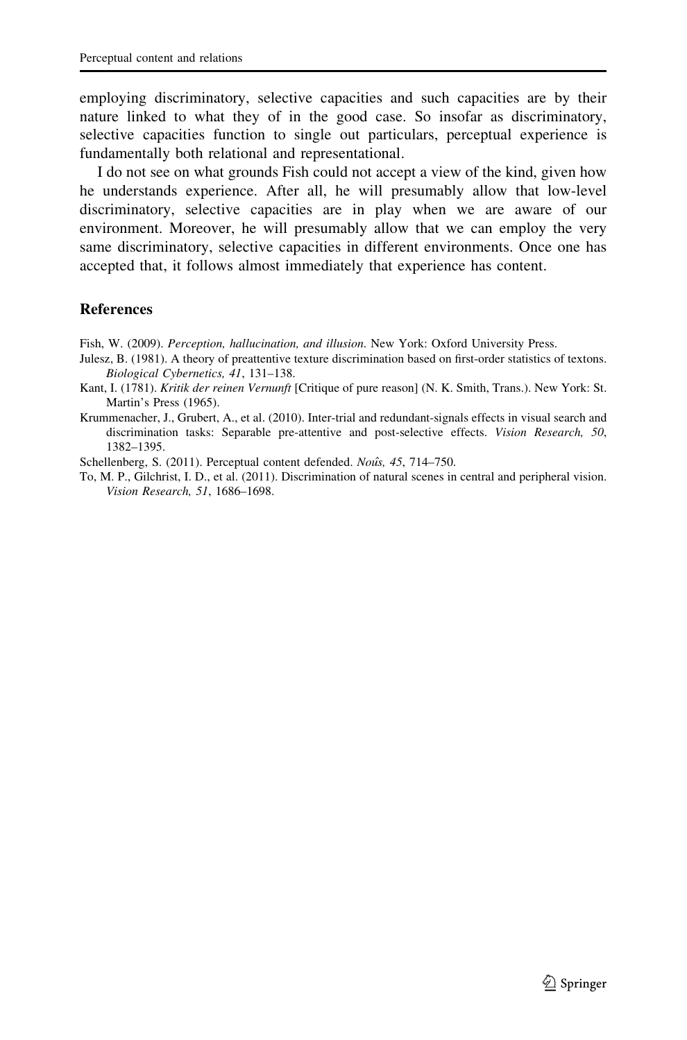employing discriminatory, selective capacities and such capacities are by their nature linked to what they of in the good case. So insofar as discriminatory, selective capacities function to single out particulars, perceptual experience is fundamentally both relational and representational.

I do not see on what grounds Fish could not accept a view of the kind, given how he understands experience. After all, he will presumably allow that low-level discriminatory, selective capacities are in play when we are aware of our environment. Moreover, he will presumably allow that we can employ the very same discriminatory, selective capacities in different environments. Once one has accepted that, it follows almost immediately that experience has content.

## References

Fish, W. (2009). *Perception, hallucination, and illusion*. New York: Oxford University Press.

Julesz, B. (1981). A theory of preattentive texture discrimination based on first-order statistics of textons. *Biological Cybernetics, 41*, 131–138.

Kant, I. (1781). *Kritik der reinen Vernunft* [Critique of pure reason] (N. K. Smith, Trans.). New York: St. Martin's Press (1965).

Krummenacher, J., Grubert, A., et al. (2010). Inter-trial and redundant-signals effects in visual search and discrimination tasks: Separable pre-attentive and post-selective effects. *Vision Research, 50*, 1382–1395.

Schellenberg, S. (2011). Perceptual content defended. *Noûs, 45*, 714–750.

To, M. P., Gilchrist, I. D., et al. (2011). Discrimination of natural scenes in central and peripheral vision. *Vision Research, 51*, 1686–1698.